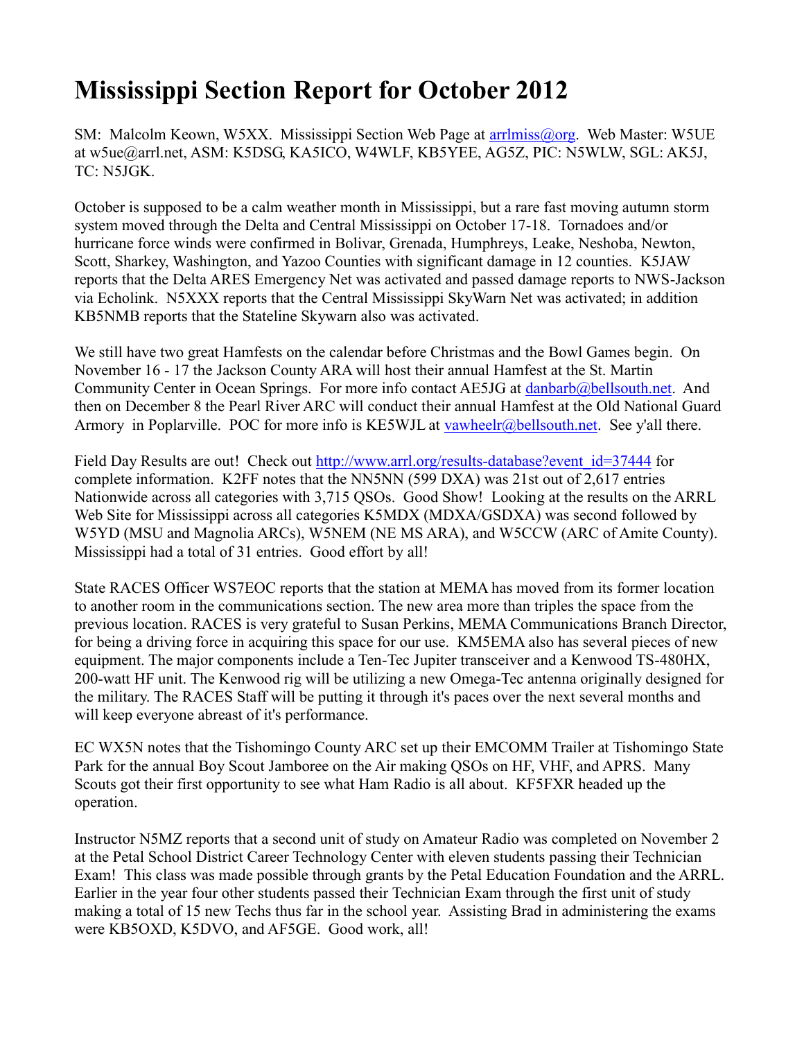# Mississippi Section Report for October 2012

SM: Malcolm Keown, W5XX. Mississippi Section Web Page at arrlmiss@org. Web Master: W5UE at w5ue@arrl.net, ASM: K5DSG, KA5ICO, W4WLF, KB5YEE, AG5Z, PIC: N5WLW, SGL: AK5J, TC: N5JGK.

October is supposed to be a calm weather month in Mississippi, but a rare fast moving autumn storm system moved through the Delta and Central Mississippi on October 17-18. Tornadoes and/or hurricane force winds were confirmed in Bolivar, Grenada, Humphreys, Leake, Neshoba, Newton, Scott, Sharkey, Washington, and Yazoo Counties with significant damage in 12 counties. K5JAW reports that the Delta ARES Emergency Net was activated and passed damage reports to NWS-Jackson via Echolink. N5XXX reports that the Central Mississippi SkyWarn Net was activated; in addition KB5NMB reports that the Stateline Skywarn also was activated.

We still have two great Hamfests on the calendar before Christmas and the Bowl Games begin. On November 16 - 17 the Jackson County ARA will host their annual Hamfest at the St. Martin Community Center in Ocean Springs. For more info contact AE5JG at danbarb@bellsouth.net. And then on December 8 the Pearl River ARC will conduct their annual Hamfest at the Old National Guard Armory in Poplarville. POC for more info is KE5WJL at vawheelr@bellsouth.net. See y'all there.

Field Day Results are out! Check out http://www.arrl.org/results-database?event_id=37444 for complete information. K2FF notes that the NN5NN (599 DXA) was 21st out of 2,617 entries Nationwide across all categories with 3,715 QSOs. Good Show! Looking at the results on the ARRL Web Site for Mississippi across all categories K5MDX (MDXA/GSDXA) was second followed by W5YD (MSU and Magnolia ARCs), W5NEM (NE MS ARA), and W5CCW (ARC of Amite County). Mississippi had a total of 31 entries. Good effort by all!

State RACES Officer WS7EOC reports that the station at MEMA has moved from its former location to another room in the communications section. The new area more than triples the space from the previous location. RACES is very grateful to Susan Perkins, MEMA Communications Branch Director, for being a driving force in acquiring this space for our use. KM5EMA also has several pieces of new equipment. The major components include a Ten-Tec Jupiter transceiver and a Kenwood TS-480HX, 200-watt HF unit. The Kenwood rig will be utilizing a new Omega-Tec antenna originally designed for the military. The RACES Staff will be putting it through it's paces over the next several months and will keep everyone abreast of it's performance.

EC WX5N notes that the Tishomingo County ARC set up their EMCOMM Trailer at Tishomingo State Park for the annual Boy Scout Jamboree on the Air making QSOs on HF, VHF, and APRS. Many Scouts got their first opportunity to see what Ham Radio is all about. KF5FXR headed up the operation.

Instructor N5MZ reports that a second unit of study on Amateur Radio was completed on November 2 at the Petal School District Career Technology Center with eleven students passing their Technician Exam! This class was made possible through grants by the Petal Education Foundation and the ARRL. Earlier in the year four other students passed their Technician Exam through the first unit of study making a total of 15 new Techs thus far in the school year. Assisting Brad in administering the exams were KB5OXD, K5DVO, and AF5GE. Good work, all!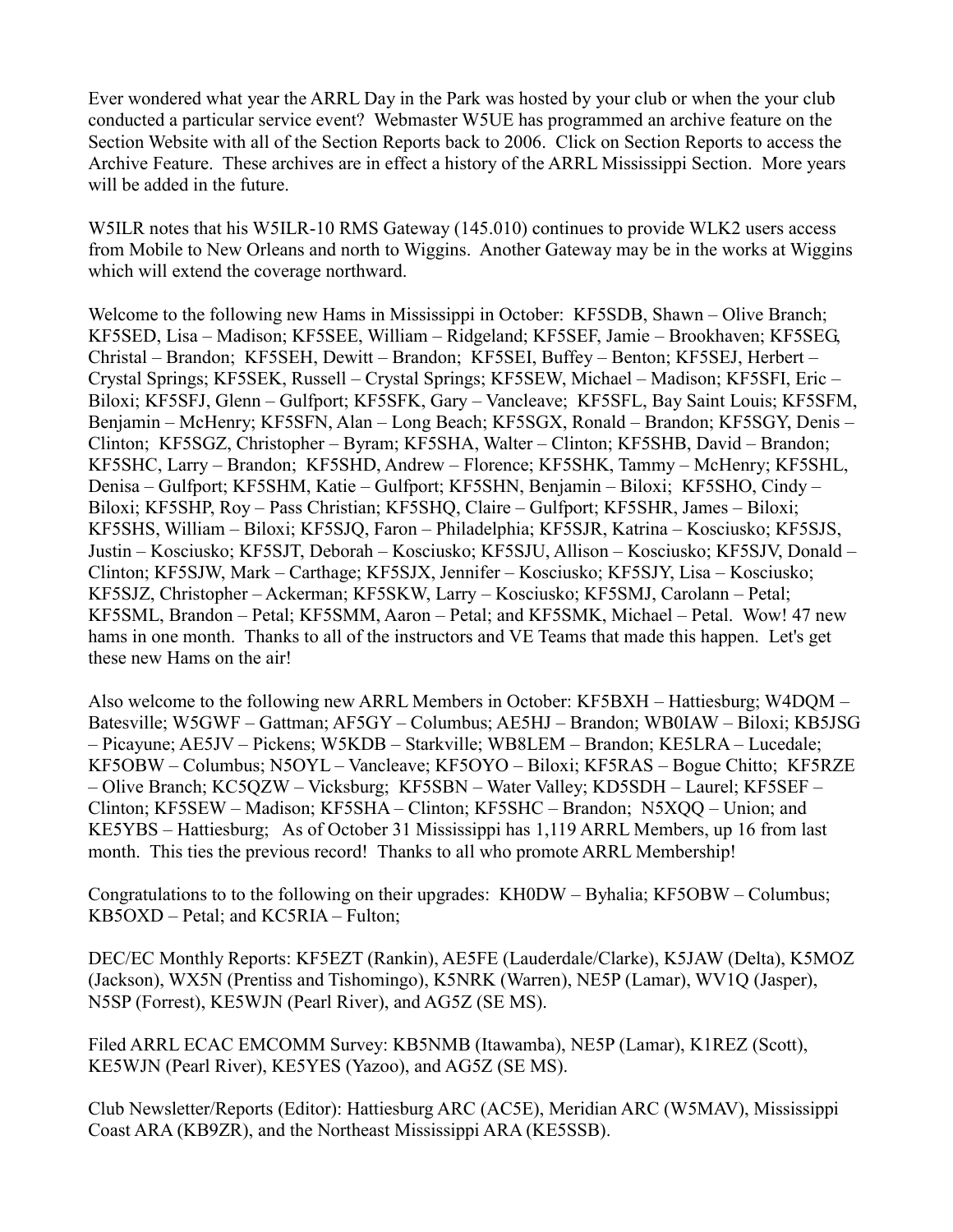Ever wondered what year the ARRL Day in the Park was hosted by your club or when the your club conducted a particular service event? Webmaster W5UE has programmed an archive feature on the Section Website with all of the Section Reports back to 2006. Click on Section Reports to access the Archive Feature. These archives are in effect a history of the ARRL Mississippi Section. More years will be added in the future.

W5ILR notes that his W5ILR-10 RMS Gateway (145.010) continues to provide WLK2 users access from Mobile to New Orleans and north to Wiggins. Another Gateway may be in the works at Wiggins which will extend the coverage northward.

Welcome to the following new Hams in Mississippi in October: KF5SDB, Shawn – Olive Branch; KF5SED, Lisa – Madison; KF5SEE, William – Ridgeland; KF5SEF, Jamie – Brookhaven; KF5SEG, Christal – Brandon; KF5SEH, Dewitt – Brandon; KF5SEI, Buffey – Benton; KF5SEJ, Herbert – Crystal Springs; KF5SEK, Russell – Crystal Springs; KF5SEW, Michael – Madison; KF5SFI, Eric – Biloxi; KF5SFJ, Glenn – Gulfport; KF5SFK, Gary – Vancleave; KF5SFL, Bay Saint Louis; KF5SFM, Benjamin – McHenry; KF5SFN, Alan – Long Beach; KF5SGX, Ronald – Brandon; KF5SGY, Denis – Clinton; KF5SGZ, Christopher – Byram; KF5SHA, Walter – Clinton; KF5SHB, David – Brandon; KF5SHC, Larry – Brandon; KF5SHD, Andrew – Florence; KF5SHK, Tammy – McHenry; KF5SHL, Denisa – Gulfport; KF5SHM, Katie – Gulfport; KF5SHN, Benjamin – Biloxi; KF5SHO, Cindy – Biloxi; KF5SHP, Roy – Pass Christian; KF5SHQ, Claire – Gulfport; KF5SHR, James – Biloxi; KF5SHS, William – Biloxi; KF5SJQ, Faron – Philadelphia; KF5SJR, Katrina – Kosciusko; KF5SJS, Justin – Kosciusko; KF5SJT, Deborah – Kosciusko; KF5SJU, Allison – Kosciusko; KF5SJV, Donald – Clinton; KF5SJW, Mark – Carthage; KF5SJX, Jennifer – Kosciusko; KF5SJY, Lisa – Kosciusko; KF5SJZ, Christopher – Ackerman; KF5SKW, Larry – Kosciusko; KF5SMJ, Carolann – Petal; KF5SML, Brandon – Petal; KF5SMM, Aaron – Petal; and KF5SMK, Michael – Petal. Wow! 47 new hams in one month. Thanks to all of the instructors and VE Teams that made this happen. Let's get these new Hams on the air!

Also welcome to the following new ARRL Members in October: KF5BXH – Hattiesburg; W4DQM – Batesville; W5GWF – Gattman; AF5GY – Columbus; AE5HJ – Brandon; WB0IAW – Biloxi; KB5JSG – Picayune; AE5JV – Pickens; W5KDB – Starkville; WB8LEM – Brandon; KE5LRA – Lucedale; KF5OBW – Columbus; N5OYL – Vancleave; KF5OYO – Biloxi; KF5RAS – Bogue Chitto; KF5RZE – Olive Branch; KC5QZW – Vicksburg; KF5SBN – Water Valley; KD5SDH – Laurel; KF5SEF – Clinton; KF5SEW – Madison; KF5SHA – Clinton; KF5SHC – Brandon; N5XQQ – Union; and KE5YBS – Hattiesburg; As of October 31 Mississippi has 1,119 ARRL Members, up 16 from last month. This ties the previous record! Thanks to all who promote ARRL Membership!

Congratulations to to the following on their upgrades: KH0DW – Byhalia; KF5OBW – Columbus; KB5OXD – Petal; and KC5RIA – Fulton;

DEC/EC Monthly Reports: KF5EZT (Rankin), AE5FE (Lauderdale/Clarke), K5JAW (Delta), K5MOZ (Jackson), WX5N (Prentiss and Tishomingo), K5NRK (Warren), NE5P (Lamar), WV1Q (Jasper), N5SP (Forrest), KE5WJN (Pearl River), and AG5Z (SE MS).

Filed ARRL ECAC EMCOMM Survey: KB5NMB (Itawamba), NE5P (Lamar), K1REZ (Scott), KE5WJN (Pearl River), KE5YES (Yazoo), and AG5Z (SE MS).

Club Newsletter/Reports (Editor): Hattiesburg ARC (AC5E), Meridian ARC (W5MAV), Mississippi Coast ARA (KB9ZR), and the Northeast Mississippi ARA (KE5SSB).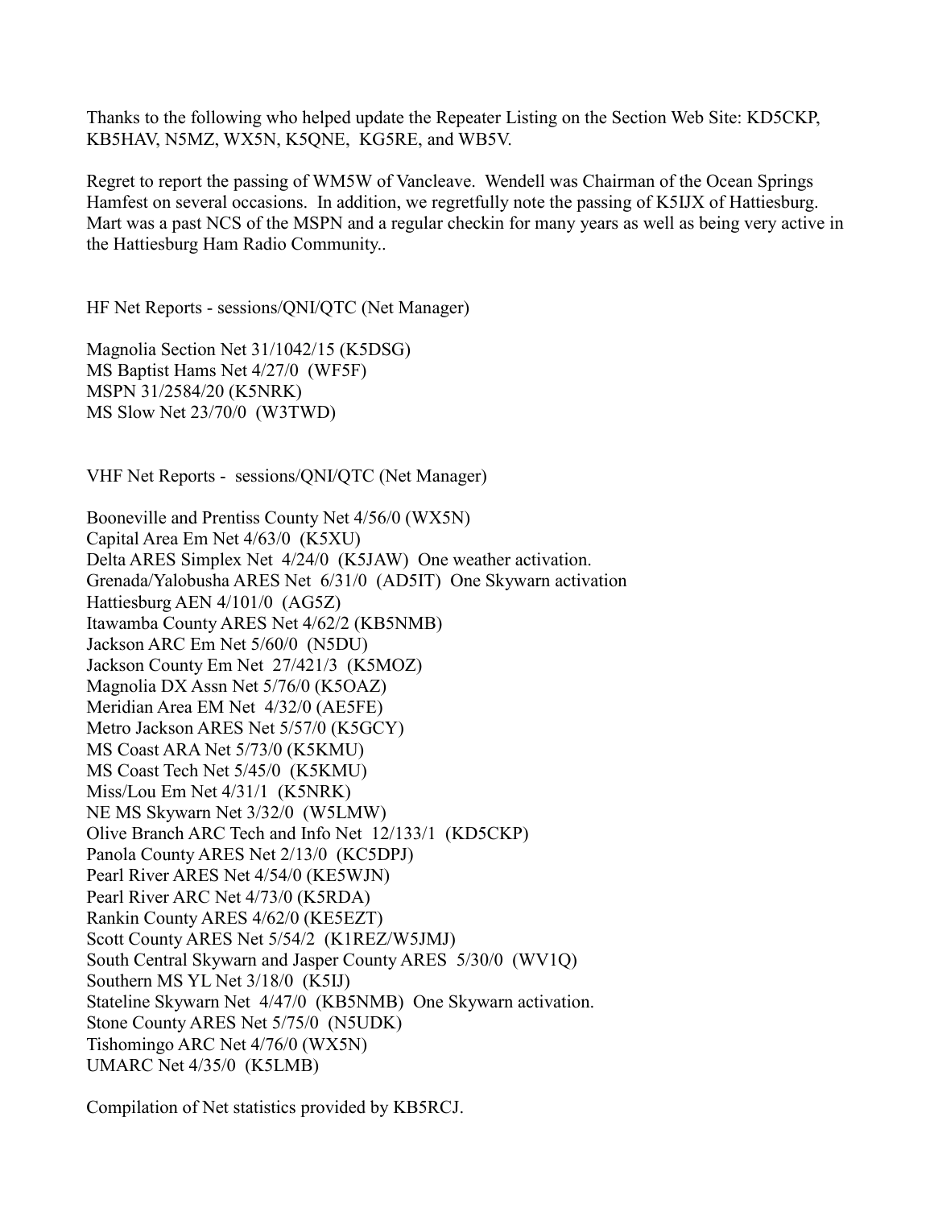Thanks to the following who helped update the Repeater Listing on the Section Web Site: KD5CKP, KB5HAV, N5MZ, WX5N, K5QNE, KG5RE, and WB5V.

Regret to report the passing of WM5W of Vancleave. Wendell was Chairman of the Ocean Springs Hamfest on several occasions. In addition, we regretfully note the passing of K5IJX of Hattiesburg. Mart was a past NCS of the MSPN and a regular checkin for many years as well as being very active in the Hattiesburg Ham Radio Community..

HF Net Reports - sessions/QNI/QTC (Net Manager)

Magnolia Section Net 31/1042/15 (K5DSG)
MS Baptist Hams Net 4/27/0 (WF5F)
MSPN 31/2584/20 (K5NRK)
MS Slow Net 23/70/0 (W3TWD)

VHF Net Reports - sessions/QNI/QTC (Net Manager)

Booneville and Prentiss County Net 4/56/0 (WX5N)
Capital Area Em Net 4/63/0 (K5XU)
Delta ARES Simplex Net 4/24/0 (K5JAW) One weather activation.
Grenada/Yalobusha ARES Net 6/31/0 (AD5IT) One Skywarn activation
Hattiesburg AEN 4/101/0 (AG5Z)
Itawamba County ARES Net 4/62/2 (KB5NMB)
Jackson ARC Em Net 5/60/0 (N5DU)
Jackson County Em Net 27/421/3 (K5MOZ)
Magnolia DX Assn Net 5/76/0 (K5OAZ)
Meridian Area EM Net 4/32/0 (AE5FE)
Metro Jackson ARES Net 5/57/0 (K5GCY)
MS Coast ARA Net 5/73/0 (K5KMU)
MS Coast Tech Net 5/45/0 (K5KMU)
Miss/Lou Em Net 4/31/1 (K5NRK)
NE MS Skywarn Net 3/32/0 (W5LMW)
Olive Branch ARC Tech and Info Net 12/133/1 (KD5CKP)
Panola County ARES Net 2/13/0 (KC5DPJ)
Pearl River ARES Net 4/54/0 (KE5WJN)
Pearl River ARC Net 4/73/0 (K5RDA)
Rankin County ARES 4/62/0 (KE5EZT)
Scott County ARES Net 5/54/2 (K1REZ/W5JMJ)
South Central Skywarn and Jasper County ARES 5/30/0 (WV1Q)
Southern MS YL Net 3/18/0 (K5IJ)
Stateline Skywarn Net 4/47/0 (KB5NMB) One Skywarn activation.
Stone County ARES Net 5/75/0 (N5UDK)
Tishomingo ARC Net 4/76/0 (WX5N)
UMARC Net 4/35/0 (K5LMB)

Compilation of Net statistics provided by KB5RCJ.